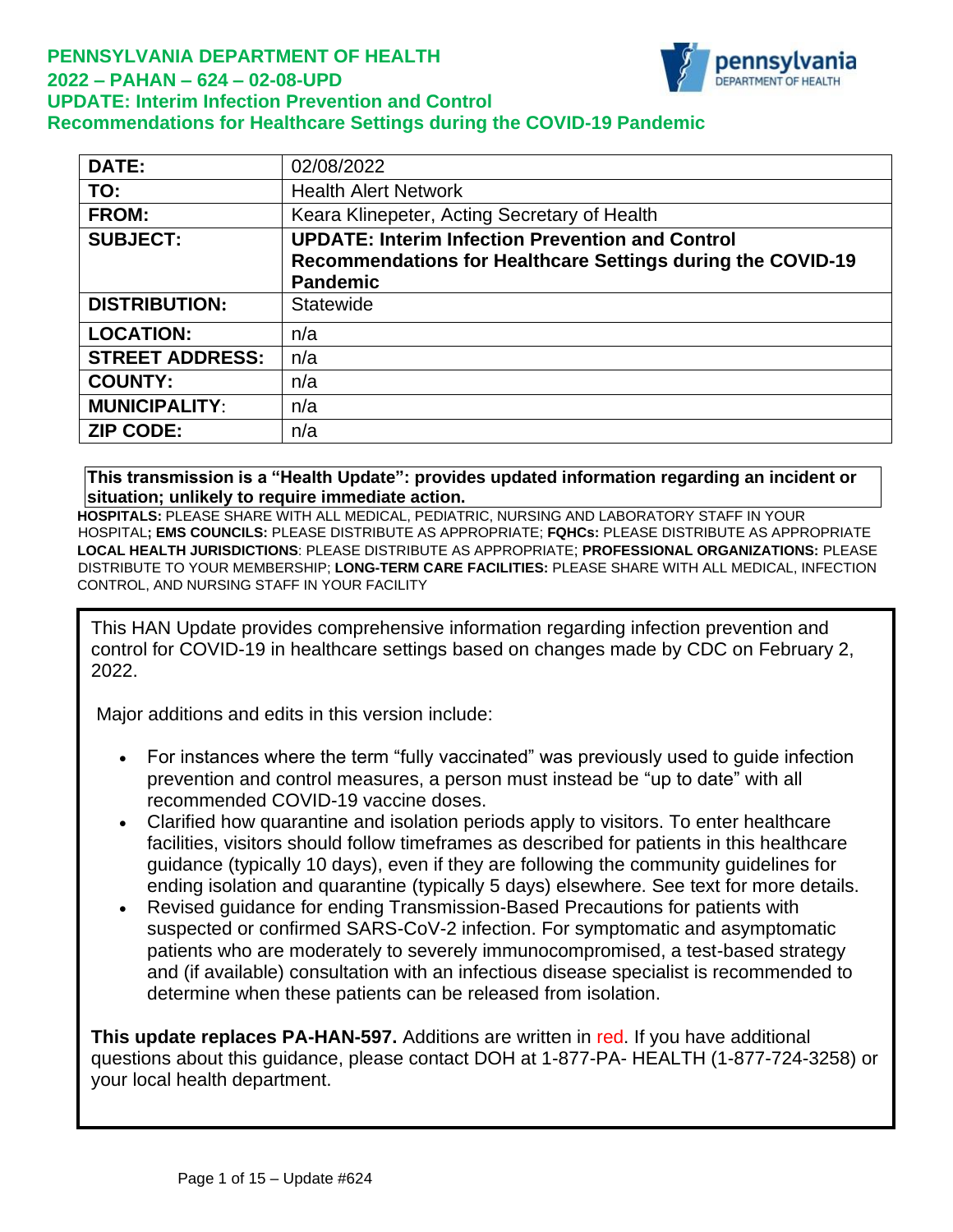# PENNSYLVANIA DEPARTMENT OF HEALTH
## 2022 – PAHAN – 624 – 02-08-UPD
## UPDATE: Interim Infection Prevention and Control Recommendations for Healthcare Settings during the COVID-19 Pandemic

| | |
|---|---|
| **DATE:** | 02/08/2022 |
| **TO:** | Health Alert Network |
| **FROM:** | Keara Klinepeter, Acting Secretary of Health |
| **SUBJECT:** | **UPDATE: Interim Infection Prevention and Control Recommendations for Healthcare Settings during the COVID-19 Pandemic** |
| **DISTRIBUTION:** | Statewide |
| **LOCATION:** | n/a |
| **STREET ADDRESS:** | n/a |
| **COUNTY:** | n/a |
| **MUNICIPALITY:** | n/a |
| **ZIP CODE:** | n/a |

**This transmission is a "Health Update": provides updated information regarding an incident or situation; unlikely to require immediate action.**

**HOSPITALS:** PLEASE SHARE WITH ALL MEDICAL, PEDIATRIC, NURSING AND LABORATORY STAFF IN YOUR HOSPITAL**; EMS COUNCILS:** PLEASE DISTRIBUTE AS APPROPRIATE; **FQHCs:** PLEASE DISTRIBUTE AS APPROPRIATE **LOCAL HEALTH JURISDICTIONS**: PLEASE DISTRIBUTE AS APPROPRIATE; **PROFESSIONAL ORGANIZATIONS:** PLEASE DISTRIBUTE TO YOUR MEMBERSHIP; **LONG-TERM CARE FACILITIES:** PLEASE SHARE WITH ALL MEDICAL, INFECTION CONTROL, AND NURSING STAFF IN YOUR FACILITY

This HAN Update provides comprehensive information regarding infection prevention and control for COVID-19 in healthcare settings based on changes made by CDC on February 2, 2022.

Major additions and edits in this version include:

- For instances where the term "fully vaccinated" was previously used to guide infection prevention and control measures, a person must instead be "up to date" with all recommended COVID-19 vaccine doses.
- Clarified how quarantine and isolation periods apply to visitors. To enter healthcare facilities, visitors should follow timeframes as described for patients in this healthcare guidance (typically 10 days), even if they are following the community guidelines for ending isolation and quarantine (typically 5 days) elsewhere. See text for more details.
- Revised guidance for ending Transmission-Based Precautions for patients with suspected or confirmed SARS-CoV-2 infection. For symptomatic and asymptomatic patients who are moderately to severely immunocompromised, a test-based strategy and (if available) consultation with an infectious disease specialist is recommended to determine when these patients can be released from isolation.

**This update replaces PA-HAN-597.** Additions are written in red. If you have additional questions about this guidance, please contact DOH at 1-877-PA- HEALTH (1-877-724-3258) or your local health department.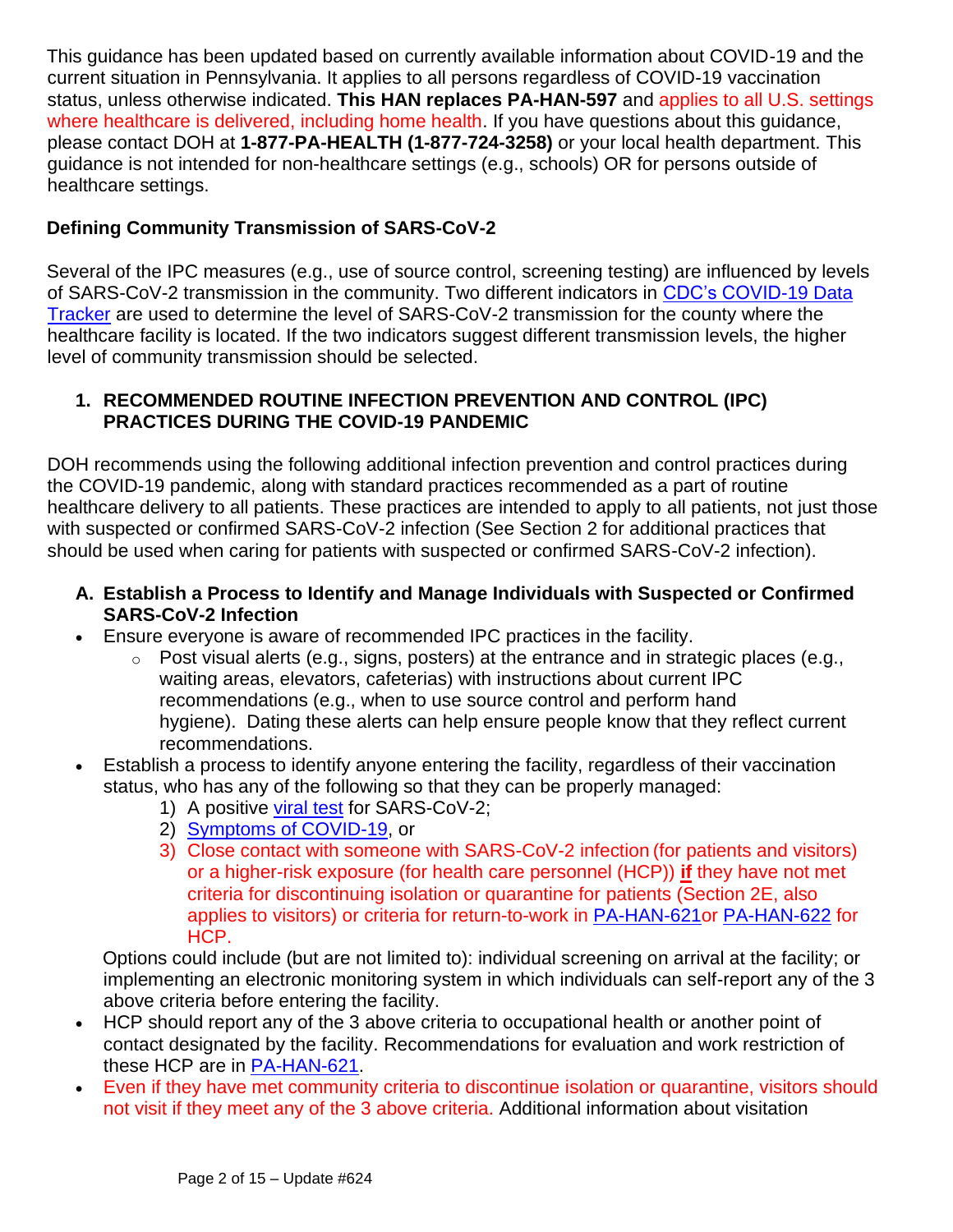This guidance has been updated based on currently available information about COVID-19 and the current situation in Pennsylvania. It applies to all persons regardless of COVID-19 vaccination status, unless otherwise indicated. **This HAN replaces PA-HAN-597** and applies to all U.S. settings where healthcare is delivered, including home health. If you have questions about this guidance, please contact DOH at **1-877-PA-HEALTH (1-877-724-3258)** or your local health department. This guidance is not intended for non-healthcare settings (e.g., schools) OR for persons outside of healthcare settings.

**Defining Community Transmission of SARS-CoV-2**

Several of the IPC measures (e.g., use of source control, screening testing) are influenced by levels of SARS-CoV-2 transmission in the community. Two different indicators in CDC's COVID-19 Data Tracker are used to determine the level of SARS-CoV-2 transmission for the county where the healthcare facility is located. If the two indicators suggest different transmission levels, the higher level of community transmission should be selected.

## 1. RECOMMENDED ROUTINE INFECTION PREVENTION AND CONTROL (IPC) PRACTICES DURING THE COVID-19 PANDEMIC

DOH recommends using the following additional infection prevention and control practices during the COVID-19 pandemic, along with standard practices recommended as a part of routine healthcare delivery to all patients. These practices are intended to apply to all patients, not just those with suspected or confirmed SARS-CoV-2 infection (See Section 2 for additional practices that should be used when caring for patients with suspected or confirmed SARS-CoV-2 infection).

### A. Establish a Process to Identify and Manage Individuals with Suspected or Confirmed SARS-CoV-2 Infection

- Ensure everyone is aware of recommended IPC practices in the facility.
  - Post visual alerts (e.g., signs, posters) at the entrance and in strategic places (e.g., waiting areas, elevators, cafeterias) with instructions about current IPC recommendations (e.g., when to use source control and perform hand hygiene). Dating these alerts can help ensure people know that they reflect current recommendations.
- Establish a process to identify anyone entering the facility, regardless of their vaccination status, who has any of the following so that they can be properly managed:
  1) A positive viral test for SARS-CoV-2;
  2) Symptoms of COVID-19, or
  3) Close contact with someone with SARS-CoV-2 infection (for patients and visitors) or a higher-risk exposure (for health care personnel (HCP)) **if** they have not met criteria for discontinuing isolation or quarantine for patients (Section 2E, also applies to visitors) or criteria for return-to-work in PA-HAN-621or PA-HAN-622 for HCP.

  Options could include (but are not limited to): individual screening on arrival at the facility; or implementing an electronic monitoring system in which individuals can self-report any of the 3 above criteria before entering the facility.
- HCP should report any of the 3 above criteria to occupational health or another point of contact designated by the facility. Recommendations for evaluation and work restriction of these HCP are in PA-HAN-621.
- Even if they have met community criteria to discontinue isolation or quarantine, visitors should not visit if they meet any of the 3 above criteria. Additional information about visitation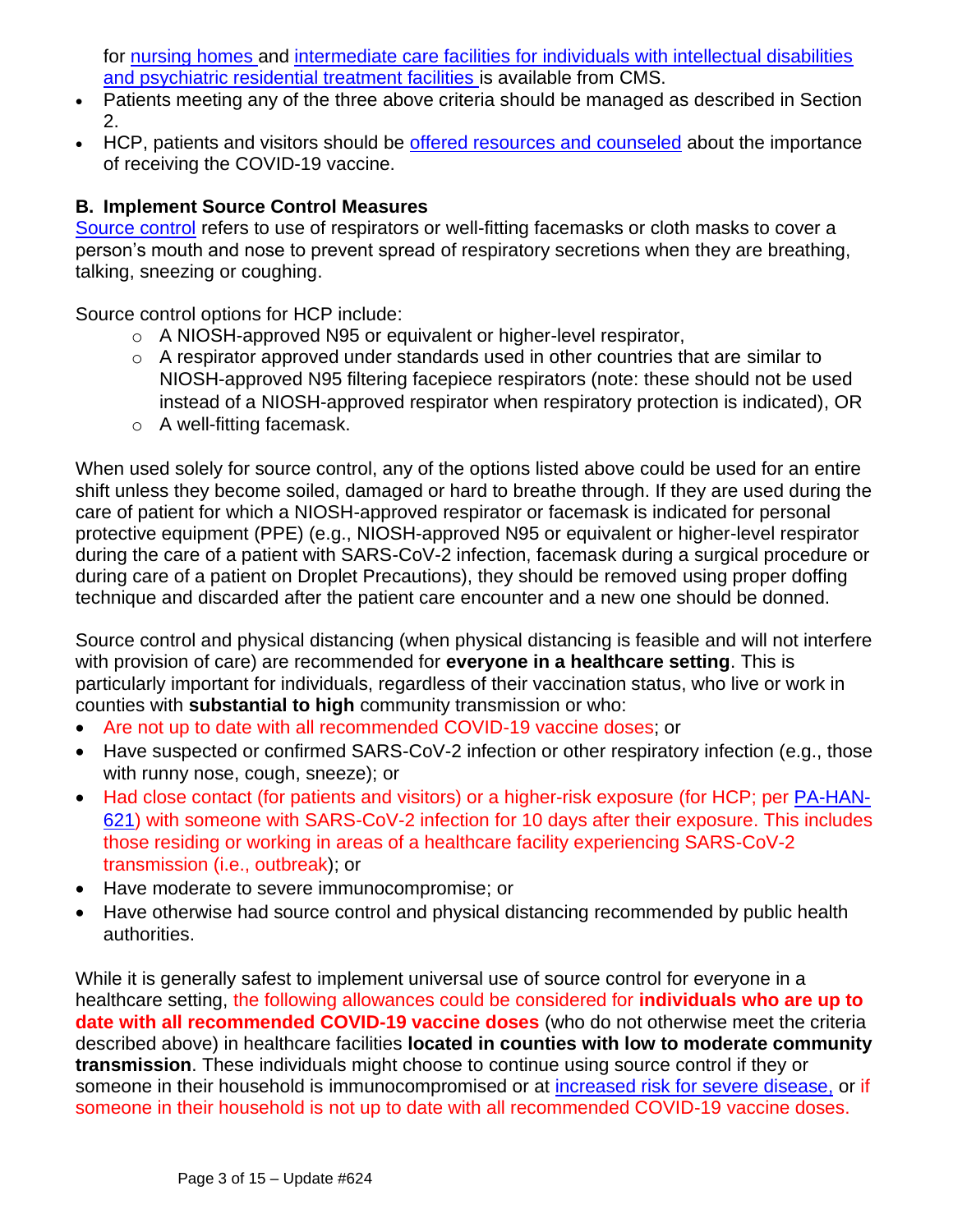for nursing homes and intermediate care facilities for individuals with intellectual disabilities and psychiatric residential treatment facilities is available from CMS.

- Patients meeting any of the three above criteria should be managed as described in Section 2.
- HCP, patients and visitors should be offered resources and counseled about the importance of receiving the COVID-19 vaccine.

### B. Implement Source Control Measures

Source control refers to use of respirators or well-fitting facemasks or cloth masks to cover a person's mouth and nose to prevent spread of respiratory secretions when they are breathing, talking, sneezing or coughing.

Source control options for HCP include:

- A NIOSH-approved N95 or equivalent or higher-level respirator,
- A respirator approved under standards used in other countries that are similar to NIOSH-approved N95 filtering facepiece respirators (note: these should not be used instead of a NIOSH-approved respirator when respiratory protection is indicated), OR
- A well-fitting facemask.

When used solely for source control, any of the options listed above could be used for an entire shift unless they become soiled, damaged or hard to breathe through. If they are used during the care of patient for which a NIOSH-approved respirator or facemask is indicated for personal protective equipment (PPE) (e.g., NIOSH-approved N95 or equivalent or higher-level respirator during the care of a patient with SARS-CoV-2 infection, facemask during a surgical procedure or during care of a patient on Droplet Precautions), they should be removed using proper doffing technique and discarded after the patient care encounter and a new one should be donned.

Source control and physical distancing (when physical distancing is feasible and will not interfere with provision of care) are recommended for **everyone in a healthcare setting**. This is particularly important for individuals, regardless of their vaccination status, who live or work in counties with **substantial to high** community transmission or who:

- Are not up to date with all recommended COVID-19 vaccine doses; or
- Have suspected or confirmed SARS-CoV-2 infection or other respiratory infection (e.g., those with runny nose, cough, sneeze); or
- Had close contact (for patients and visitors) or a higher-risk exposure (for HCP; per PA-HAN-621) with someone with SARS-CoV-2 infection for 10 days after their exposure. This includes those residing or working in areas of a healthcare facility experiencing SARS-CoV-2 transmission (i.e., outbreak); or
- Have moderate to severe immunocompromise; or
- Have otherwise had source control and physical distancing recommended by public health authorities.

While it is generally safest to implement universal use of source control for everyone in a healthcare setting, the following allowances could be considered for **individuals who are up to date with all recommended COVID-19 vaccine doses** (who do not otherwise meet the criteria described above) in healthcare facilities **located in counties with low to moderate community transmission**. These individuals might choose to continue using source control if they or someone in their household is immunocompromised or at increased risk for severe disease, or if someone in their household is not up to date with all recommended COVID-19 vaccine doses.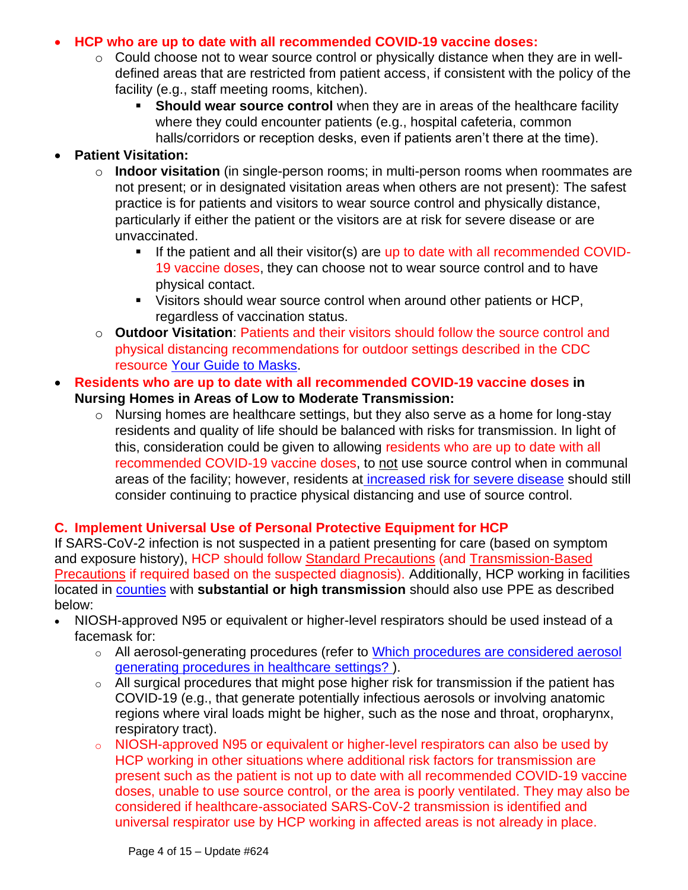- **HCP who are up to date with all recommended COVID-19 vaccine doses:**
  - Could choose not to wear source control or physically distance when they are in well-defined areas that are restricted from patient access, if consistent with the policy of the facility (e.g., staff meeting rooms, kitchen).
    - **Should wear source control** when they are in areas of the healthcare facility where they could encounter patients (e.g., hospital cafeteria, common halls/corridors or reception desks, even if patients aren't there at the time).
- **Patient Visitation:**
  - **Indoor visitation** (in single-person rooms; in multi-person rooms when roommates are not present; or in designated visitation areas when others are not present): The safest practice is for patients and visitors to wear source control and physically distance, particularly if either the patient or the visitors are at risk for severe disease or are unvaccinated.
    - If the patient and all their visitor(s) are up to date with all recommended COVID-19 vaccine doses, they can choose not to wear source control and to have physical contact.
    - Visitors should wear source control when around other patients or HCP, regardless of vaccination status.
  - **Outdoor Visitation**: Patients and their visitors should follow the source control and physical distancing recommendations for outdoor settings described in the CDC resource Your Guide to Masks.
- **Residents who are up to date with all recommended COVID-19 vaccine doses in Nursing Homes in Areas of Low to Moderate Transmission:**
  - Nursing homes are healthcare settings, but they also serve as a home for long-stay residents and quality of life should be balanced with risks for transmission. In light of this, consideration could be given to allowing residents who are up to date with all recommended COVID-19 vaccine doses, to not use source control when in communal areas of the facility; however, residents at increased risk for severe disease should still consider continuing to practice physical distancing and use of source control.

### C. Implement Universal Use of Personal Protective Equipment for HCP

If SARS-CoV-2 infection is not suspected in a patient presenting for care (based on symptom and exposure history), HCP should follow Standard Precautions (and Transmission-Based Precautions if required based on the suspected diagnosis). Additionally, HCP working in facilities located in counties with **substantial or high transmission** should also use PPE as described below:

- NIOSH-approved N95 or equivalent or higher-level respirators should be used instead of a facemask for:
  - All aerosol-generating procedures (refer to Which procedures are considered aerosol generating procedures in healthcare settings? ).
  - All surgical procedures that might pose higher risk for transmission if the patient has COVID-19 (e.g., that generate potentially infectious aerosols or involving anatomic regions where viral loads might be higher, such as the nose and throat, oropharynx, respiratory tract).
  - NIOSH-approved N95 or equivalent or higher-level respirators can also be used by HCP working in other situations where additional risk factors for transmission are present such as the patient is not up to date with all recommended COVID-19 vaccine doses, unable to use source control, or the area is poorly ventilated. They may also be considered if healthcare-associated SARS-CoV-2 transmission is identified and universal respirator use by HCP working in affected areas is not already in place.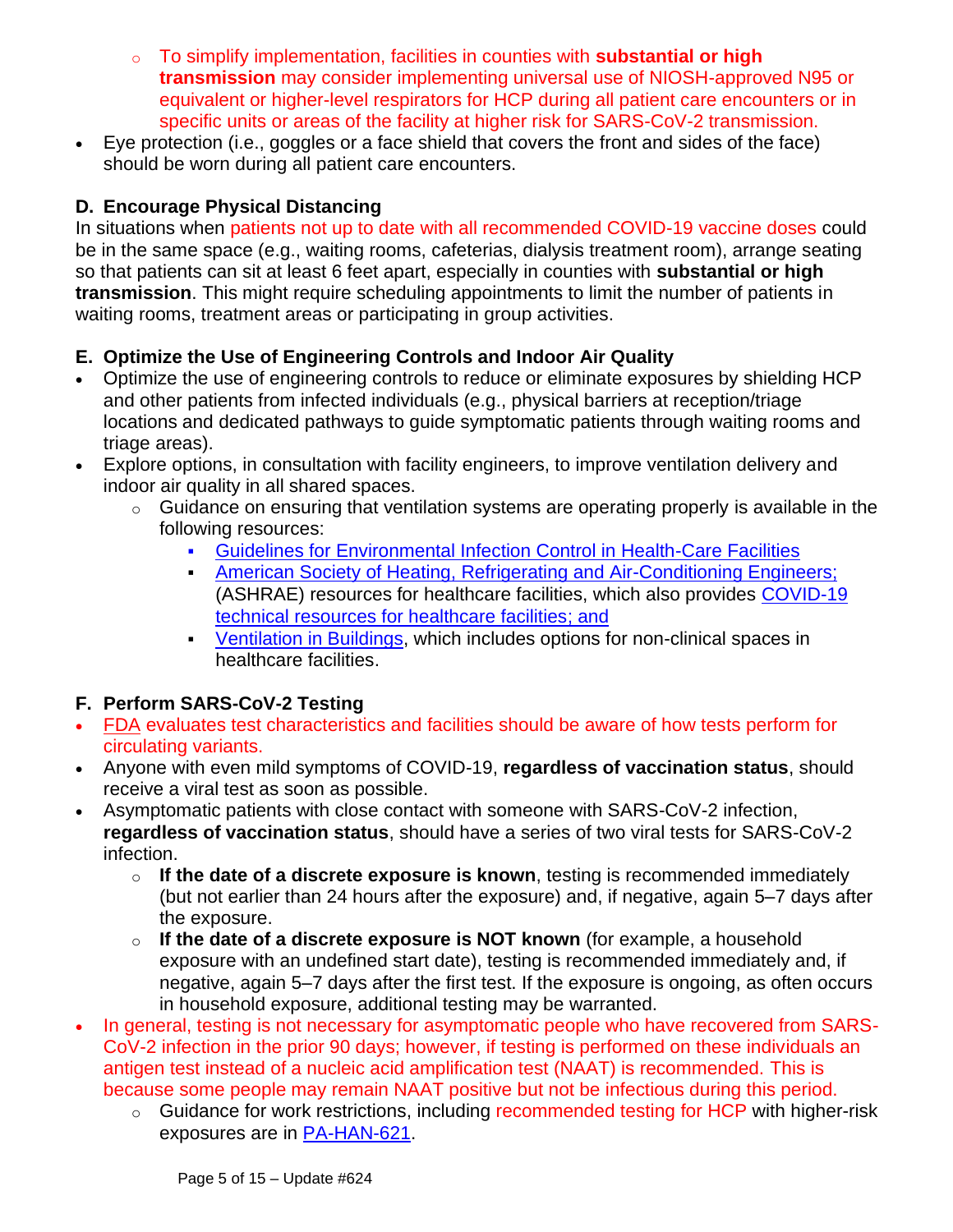- To simplify implementation, facilities in counties with **substantial or high transmission** may consider implementing universal use of NIOSH-approved N95 or equivalent or higher-level respirators for HCP during all patient care encounters or in specific units or areas of the facility at higher risk for SARS-CoV-2 transmission.
- Eye protection (i.e., goggles or a face shield that covers the front and sides of the face) should be worn during all patient care encounters.

## D. Encourage Physical Distancing

In situations when patients not up to date with all recommended COVID-19 vaccine doses could be in the same space (e.g., waiting rooms, cafeterias, dialysis treatment room), arrange seating so that patients can sit at least 6 feet apart, especially in counties with **substantial or high transmission**. This might require scheduling appointments to limit the number of patients in waiting rooms, treatment areas or participating in group activities.

## E. Optimize the Use of Engineering Controls and Indoor Air Quality

- Optimize the use of engineering controls to reduce or eliminate exposures by shielding HCP and other patients from infected individuals (e.g., physical barriers at reception/triage locations and dedicated pathways to guide symptomatic patients through waiting rooms and triage areas).
- Explore options, in consultation with facility engineers, to improve ventilation delivery and indoor air quality in all shared spaces.
  - Guidance on ensuring that ventilation systems are operating properly is available in the following resources:
    - Guidelines for Environmental Infection Control in Health-Care Facilities
    - American Society of Heating, Refrigerating and Air-Conditioning Engineers; (ASHRAE) resources for healthcare facilities, which also provides COVID-19 technical resources for healthcare facilities; and
    - Ventilation in Buildings, which includes options for non-clinical spaces in healthcare facilities.

## F. Perform SARS-CoV-2 Testing

- FDA evaluates test characteristics and facilities should be aware of how tests perform for circulating variants.
- Anyone with even mild symptoms of COVID-19, **regardless of vaccination status**, should receive a viral test as soon as possible.
- Asymptomatic patients with close contact with someone with SARS-CoV-2 infection, **regardless of vaccination status**, should have a series of two viral tests for SARS-CoV-2 infection.
  - **If the date of a discrete exposure is known**, testing is recommended immediately (but not earlier than 24 hours after the exposure) and, if negative, again 5–7 days after the exposure.
  - **If the date of a discrete exposure is NOT known** (for example, a household exposure with an undefined start date), testing is recommended immediately and, if negative, again 5–7 days after the first test. If the exposure is ongoing, as often occurs in household exposure, additional testing may be warranted.
- In general, testing is not necessary for asymptomatic people who have recovered from SARS-CoV-2 infection in the prior 90 days; however, if testing is performed on these individuals an antigen test instead of a nucleic acid amplification test (NAAT) is recommended. This is because some people may remain NAAT positive but not be infectious during this period.
  - Guidance for work restrictions, including recommended testing for HCP with higher-risk exposures are in PA-HAN-621.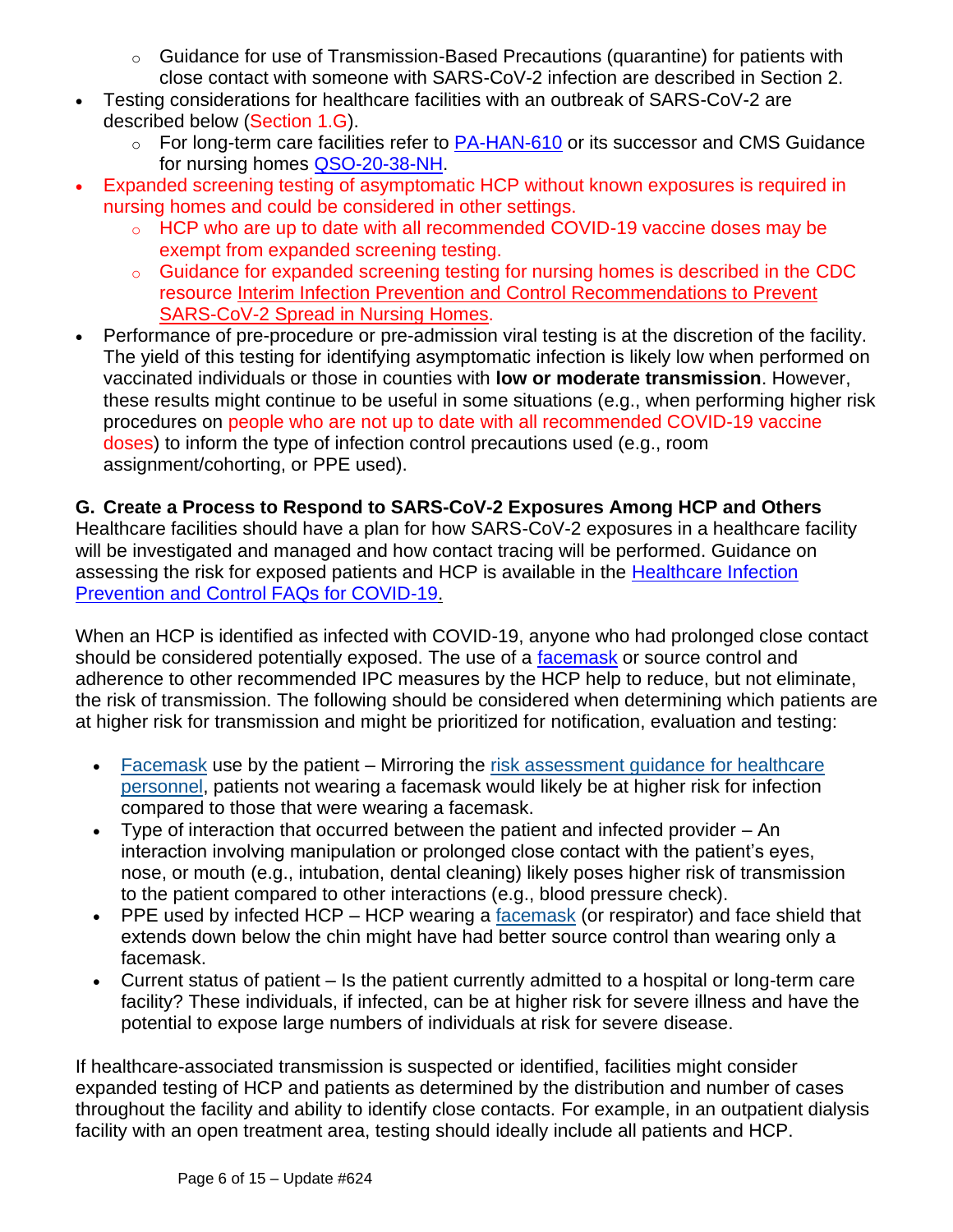- Guidance for use of Transmission-Based Precautions (quarantine) for patients with close contact with someone with SARS-CoV-2 infection are described in Section 2.
- Testing considerations for healthcare facilities with an outbreak of SARS-CoV-2 are described below (Section 1.G).
  - For long-term care facilities refer to PA-HAN-610 or its successor and CMS Guidance for nursing homes QSO-20-38-NH.
- Expanded screening testing of asymptomatic HCP without known exposures is required in nursing homes and could be considered in other settings.
  - HCP who are up to date with all recommended COVID-19 vaccine doses may be exempt from expanded screening testing.
  - Guidance for expanded screening testing for nursing homes is described in the CDC resource Interim Infection Prevention and Control Recommendations to Prevent SARS-CoV-2 Spread in Nursing Homes.
- Performance of pre-procedure or pre-admission viral testing is at the discretion of the facility. The yield of this testing for identifying asymptomatic infection is likely low when performed on vaccinated individuals or those in counties with **low or moderate transmission**. However, these results might continue to be useful in some situations (e.g., when performing higher risk procedures on people who are not up to date with all recommended COVID-19 vaccine doses) to inform the type of infection control precautions used (e.g., room assignment/cohorting, or PPE used).

**G. Create a Process to Respond to SARS-CoV-2 Exposures Among HCP and Others**

Healthcare facilities should have a plan for how SARS-CoV-2 exposures in a healthcare facility will be investigated and managed and how contact tracing will be performed. Guidance on assessing the risk for exposed patients and HCP is available in the Healthcare Infection Prevention and Control FAQs for COVID-19.

When an HCP is identified as infected with COVID-19, anyone who had prolonged close contact should be considered potentially exposed. The use of a facemask or source control and adherence to other recommended IPC measures by the HCP help to reduce, but not eliminate, the risk of transmission. The following should be considered when determining which patients are at higher risk for transmission and might be prioritized for notification, evaluation and testing:

- Facemask use by the patient – Mirroring the risk assessment guidance for healthcare personnel, patients not wearing a facemask would likely be at higher risk for infection compared to those that were wearing a facemask.
- Type of interaction that occurred between the patient and infected provider – An interaction involving manipulation or prolonged close contact with the patient's eyes, nose, or mouth (e.g., intubation, dental cleaning) likely poses higher risk of transmission to the patient compared to other interactions (e.g., blood pressure check).
- PPE used by infected HCP – HCP wearing a facemask (or respirator) and face shield that extends down below the chin might have had better source control than wearing only a facemask.
- Current status of patient – Is the patient currently admitted to a hospital or long-term care facility? These individuals, if infected, can be at higher risk for severe illness and have the potential to expose large numbers of individuals at risk for severe disease.

If healthcare-associated transmission is suspected or identified, facilities might consider expanded testing of HCP and patients as determined by the distribution and number of cases throughout the facility and ability to identify close contacts. For example, in an outpatient dialysis facility with an open treatment area, testing should ideally include all patients and HCP.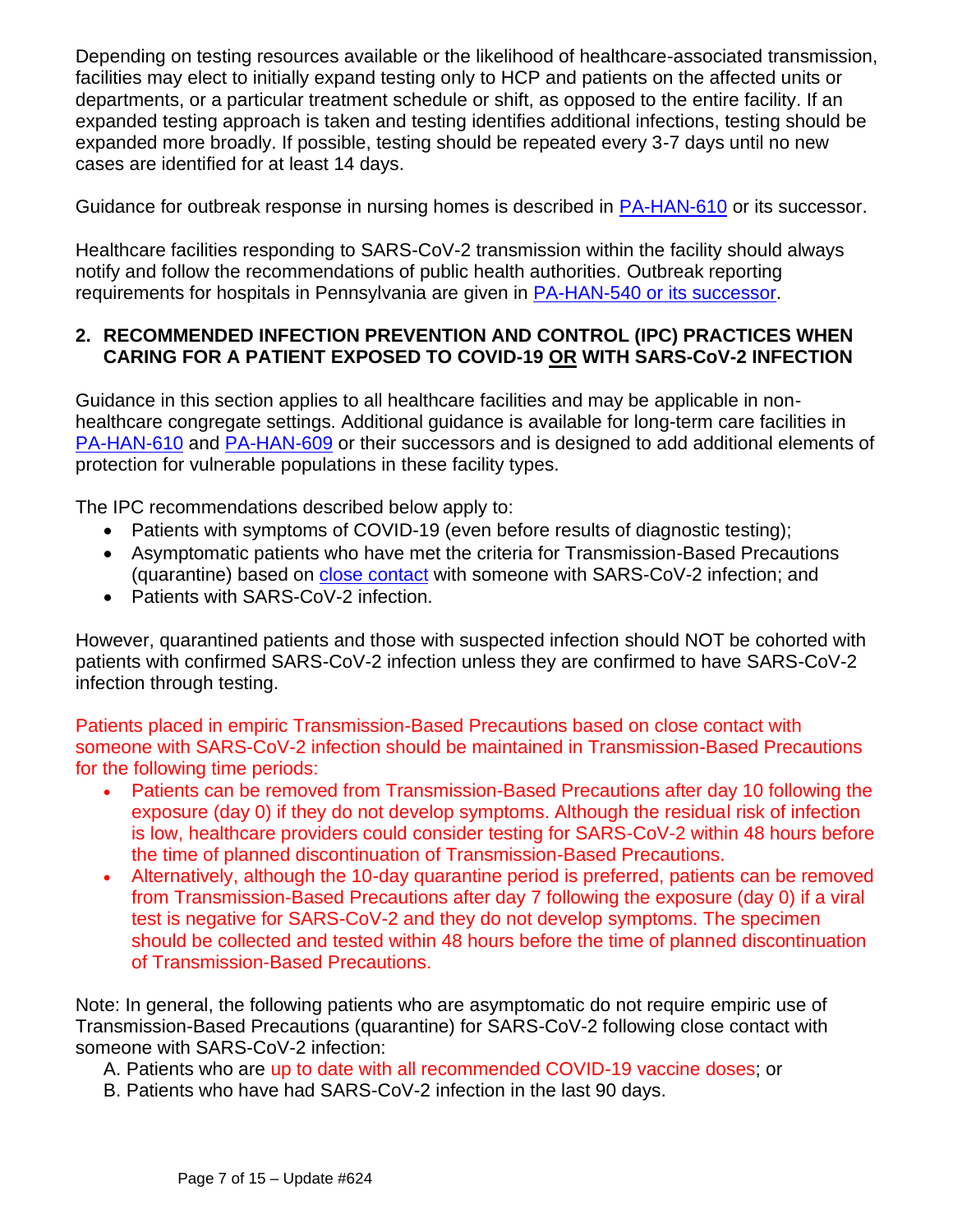Depending on testing resources available or the likelihood of healthcare-associated transmission, facilities may elect to initially expand testing only to HCP and patients on the affected units or departments, or a particular treatment schedule or shift, as opposed to the entire facility. If an expanded testing approach is taken and testing identifies additional infections, testing should be expanded more broadly. If possible, testing should be repeated every 3-7 days until no new cases are identified for at least 14 days.

Guidance for outbreak response in nursing homes is described in [PA-HAN-610](PA-HAN-610) or its successor.

Healthcare facilities responding to SARS-CoV-2 transmission within the facility should always notify and follow the recommendations of public health authorities. Outbreak reporting requirements for hospitals in Pennsylvania are given in [PA-HAN-540 or its successor](PA-HAN-540).

## 2. RECOMMENDED INFECTION PREVENTION AND CONTROL (IPC) PRACTICES WHEN CARING FOR A PATIENT EXPOSED TO COVID-19 OR WITH SARS-CoV-2 INFECTION

Guidance in this section applies to all healthcare facilities and may be applicable in non-healthcare congregate settings. Additional guidance is available for long-term care facilities in [PA-HAN-610](PA-HAN-610) and [PA-HAN-609](PA-HAN-609) or their successors and is designed to add additional elements of protection for vulnerable populations in these facility types.

The IPC recommendations described below apply to:

- Patients with symptoms of COVID-19 (even before results of diagnostic testing);
- Asymptomatic patients who have met the criteria for Transmission-Based Precautions (quarantine) based on close contact with someone with SARS-CoV-2 infection; and
- Patients with SARS-CoV-2 infection.

However, quarantined patients and those with suspected infection should NOT be cohorted with patients with confirmed SARS-CoV-2 infection unless they are confirmed to have SARS-CoV-2 infection through testing.

Patients placed in empiric Transmission-Based Precautions based on close contact with someone with SARS-CoV-2 infection should be maintained in Transmission-Based Precautions for the following time periods:

- Patients can be removed from Transmission-Based Precautions after day 10 following the exposure (day 0) if they do not develop symptoms. Although the residual risk of infection is low, healthcare providers could consider testing for SARS-CoV-2 within 48 hours before the time of planned discontinuation of Transmission-Based Precautions.
- Alternatively, although the 10-day quarantine period is preferred, patients can be removed from Transmission-Based Precautions after day 7 following the exposure (day 0) if a viral test is negative for SARS-CoV-2 and they do not develop symptoms. The specimen should be collected and tested within 48 hours before the time of planned discontinuation of Transmission-Based Precautions.

Note: In general, the following patients who are asymptomatic do not require empiric use of Transmission-Based Precautions (quarantine) for SARS-CoV-2 following close contact with someone with SARS-CoV-2 infection:

A. Patients who are up to date with all recommended COVID-19 vaccine doses; or
B. Patients who have had SARS-CoV-2 infection in the last 90 days.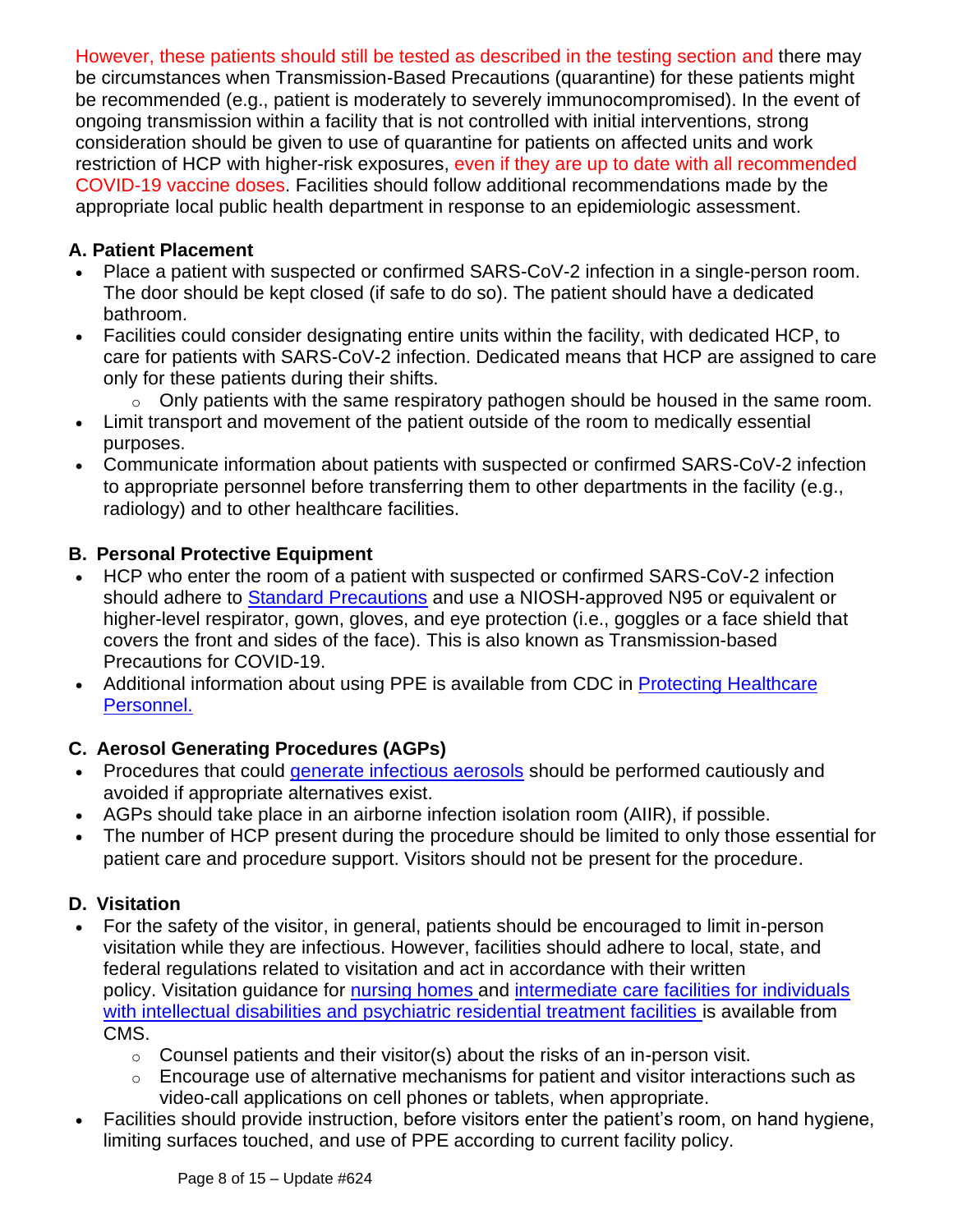However, these patients should still be tested as described in the testing section and there may be circumstances when Transmission-Based Precautions (quarantine) for these patients might be recommended (e.g., patient is moderately to severely immunocompromised). In the event of ongoing transmission within a facility that is not controlled with initial interventions, strong consideration should be given to use of quarantine for patients on affected units and work restriction of HCP with higher-risk exposures, even if they are up to date with all recommended COVID-19 vaccine doses. Facilities should follow additional recommendations made by the appropriate local public health department in response to an epidemiologic assessment.

### A. Patient Placement

- Place a patient with suspected or confirmed SARS-CoV-2 infection in a single-person room. The door should be kept closed (if safe to do so). The patient should have a dedicated bathroom.
- Facilities could consider designating entire units within the facility, with dedicated HCP, to care for patients with SARS-CoV-2 infection. Dedicated means that HCP are assigned to care only for these patients during their shifts.
  - Only patients with the same respiratory pathogen should be housed in the same room.
- Limit transport and movement of the patient outside of the room to medically essential purposes.
- Communicate information about patients with suspected or confirmed SARS-CoV-2 infection to appropriate personnel before transferring them to other departments in the facility (e.g., radiology) and to other healthcare facilities.

### B. Personal Protective Equipment

- HCP who enter the room of a patient with suspected or confirmed SARS-CoV-2 infection should adhere to Standard Precautions and use a NIOSH-approved N95 or equivalent or higher-level respirator, gown, gloves, and eye protection (i.e., goggles or a face shield that covers the front and sides of the face). This is also known as Transmission-based Precautions for COVID-19.
- Additional information about using PPE is available from CDC in Protecting Healthcare Personnel.

### C. Aerosol Generating Procedures (AGPs)

- Procedures that could generate infectious aerosols should be performed cautiously and avoided if appropriate alternatives exist.
- AGPs should take place in an airborne infection isolation room (AIIR), if possible.
- The number of HCP present during the procedure should be limited to only those essential for patient care and procedure support. Visitors should not be present for the procedure.

### D. Visitation

- For the safety of the visitor, in general, patients should be encouraged to limit in-person visitation while they are infectious. However, facilities should adhere to local, state, and federal regulations related to visitation and act in accordance with their written policy. Visitation guidance for nursing homes and intermediate care facilities for individuals with intellectual disabilities and psychiatric residential treatment facilities is available from CMS.
  - Counsel patients and their visitor(s) about the risks of an in-person visit.
  - Encourage use of alternative mechanisms for patient and visitor interactions such as video-call applications on cell phones or tablets, when appropriate.
- Facilities should provide instruction, before visitors enter the patient's room, on hand hygiene, limiting surfaces touched, and use of PPE according to current facility policy.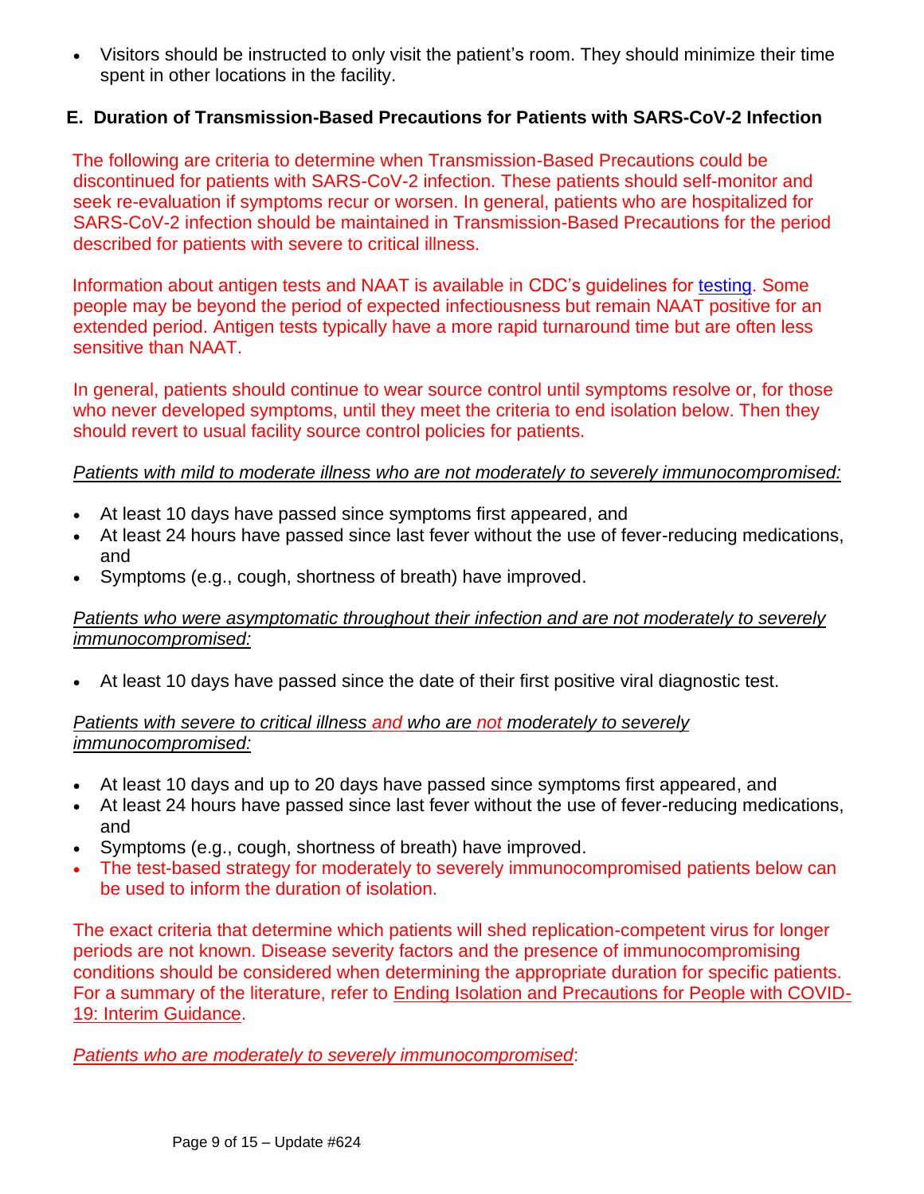- Visitors should be instructed to only visit the patient's room. They should minimize their time spent in other locations in the facility.

### E. Duration of Transmission-Based Precautions for Patients with SARS-CoV-2 Infection

The following are criteria to determine when Transmission-Based Precautions could be discontinued for patients with SARS-CoV-2 infection. These patients should self-monitor and seek re-evaluation if symptoms recur or worsen. In general, patients who are hospitalized for SARS-CoV-2 infection should be maintained in Transmission-Based Precautions for the period described for patients with severe to critical illness.

Information about antigen tests and NAAT is available in CDC's guidelines for testing. Some people may be beyond the period of expected infectiousness but remain NAAT positive for an extended period. Antigen tests typically have a more rapid turnaround time but are often less sensitive than NAAT.

In general, patients should continue to wear source control until symptoms resolve or, for those who never developed symptoms, until they meet the criteria to end isolation below. Then they should revert to usual facility source control policies for patients.

*Patients with mild to moderate illness who are not moderately to severely immunocompromised:*

- At least 10 days have passed since symptoms first appeared, and
- At least 24 hours have passed since last fever without the use of fever-reducing medications, and
- Symptoms (e.g., cough, shortness of breath) have improved.

*Patients who were asymptomatic throughout their infection and are not moderately to severely immunocompromised:*

- At least 10 days have passed since the date of their first positive viral diagnostic test.

*Patients with severe to critical illness and who are not moderately to severely immunocompromised:*

- At least 10 days and up to 20 days have passed since symptoms first appeared, and
- At least 24 hours have passed since last fever without the use of fever-reducing medications, and
- Symptoms (e.g., cough, shortness of breath) have improved.
- The test-based strategy for moderately to severely immunocompromised patients below can be used to inform the duration of isolation.

The exact criteria that determine which patients will shed replication-competent virus for longer periods are not known. Disease severity factors and the presence of immunocompromising conditions should be considered when determining the appropriate duration for specific patients. For a summary of the literature, refer to Ending Isolation and Precautions for People with COVID-19: Interim Guidance.

*Patients who are moderately to severely immunocompromised*: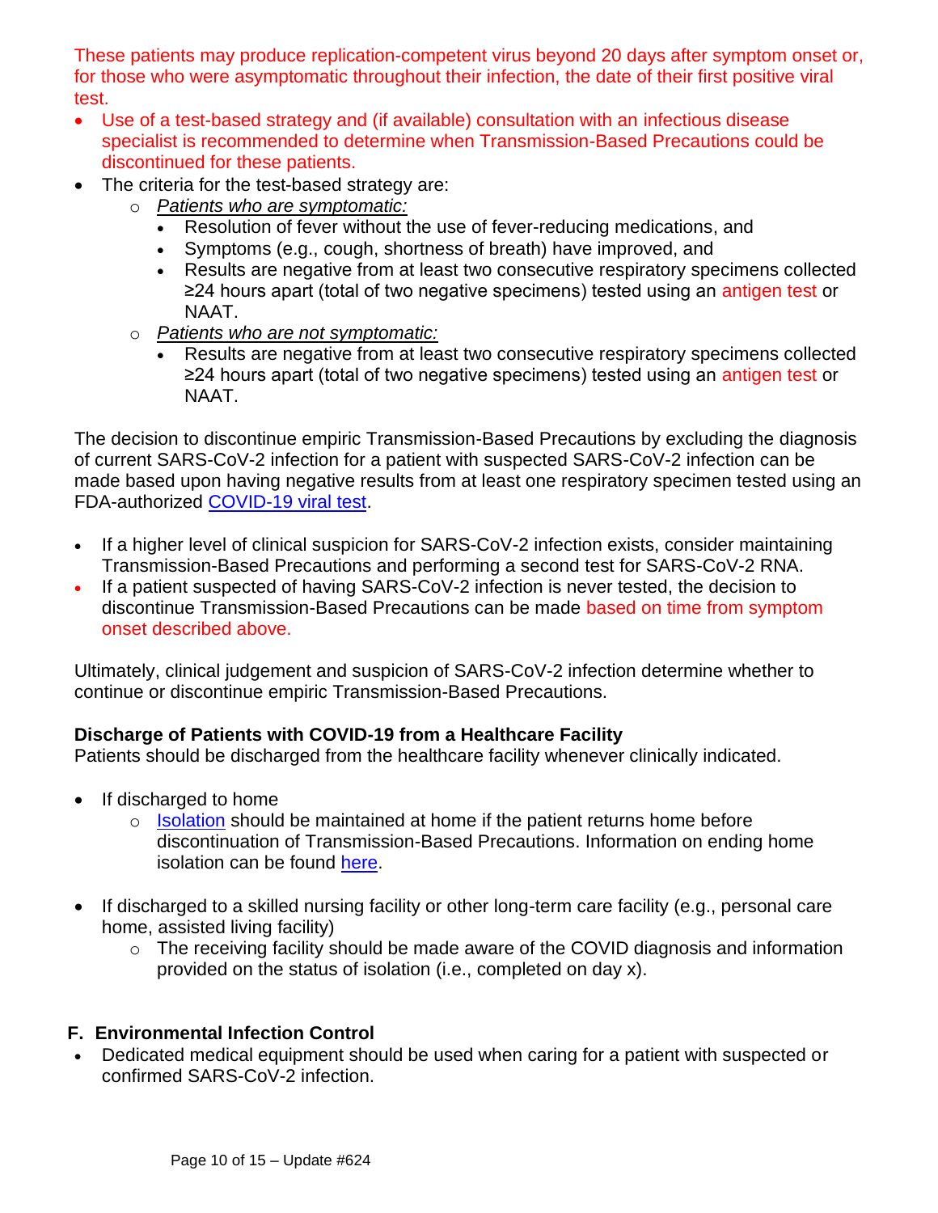These patients may produce replication-competent virus beyond 20 days after symptom onset or, for those who were asymptomatic throughout their infection, the date of their first positive viral test.

- Use of a test-based strategy and (if available) consultation with an infectious disease specialist is recommended to determine when Transmission-Based Precautions could be discontinued for these patients.
- The criteria for the test-based strategy are:
  - *Patients who are symptomatic:*
    - Resolution of fever without the use of fever-reducing medications, and
    - Symptoms (e.g., cough, shortness of breath) have improved, and
    - Results are negative from at least two consecutive respiratory specimens collected ≥24 hours apart (total of two negative specimens) tested using an antigen test or NAAT.
  - *Patients who are not symptomatic:*
    - Results are negative from at least two consecutive respiratory specimens collected ≥24 hours apart (total of two negative specimens) tested using an antigen test or NAAT.

The decision to discontinue empiric Transmission-Based Precautions by excluding the diagnosis of current SARS-CoV-2 infection for a patient with suspected SARS-CoV-2 infection can be made based upon having negative results from at least one respiratory specimen tested using an FDA-authorized COVID-19 viral test.

- If a higher level of clinical suspicion for SARS-CoV-2 infection exists, consider maintaining Transmission-Based Precautions and performing a second test for SARS-CoV-2 RNA.
- If a patient suspected of having SARS-CoV-2 infection is never tested, the decision to discontinue Transmission-Based Precautions can be made based on time from symptom onset described above.

Ultimately, clinical judgement and suspicion of SARS-CoV-2 infection determine whether to continue or discontinue empiric Transmission-Based Precautions.

**Discharge of Patients with COVID-19 from a Healthcare Facility**

Patients should be discharged from the healthcare facility whenever clinically indicated.

- If discharged to home
  - Isolation should be maintained at home if the patient returns home before discontinuation of Transmission-Based Precautions. Information on ending home isolation can be found here.

- If discharged to a skilled nursing facility or other long-term care facility (e.g., personal care home, assisted living facility)
  - The receiving facility should be made aware of the COVID diagnosis and information provided on the status of isolation (i.e., completed on day x).

## F. Environmental Infection Control

- Dedicated medical equipment should be used when caring for a patient with suspected or confirmed SARS-CoV-2 infection.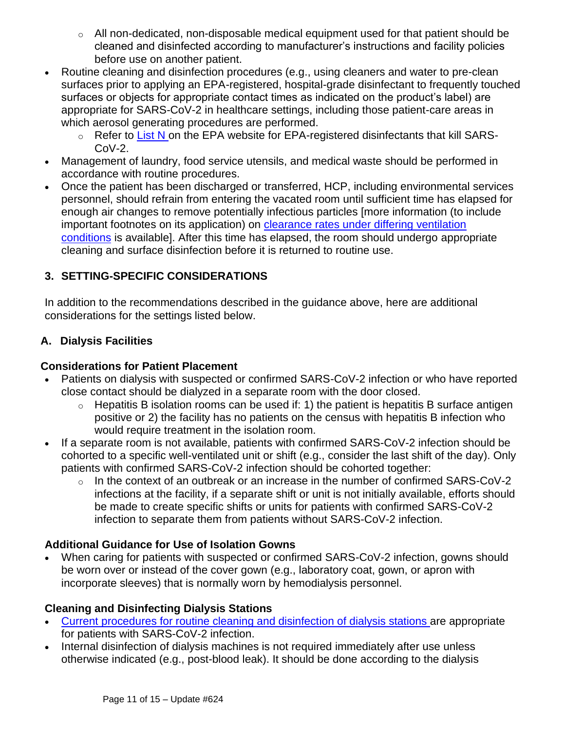- All non-dedicated, non-disposable medical equipment used for that patient should be cleaned and disinfected according to manufacturer's instructions and facility policies before use on another patient.
- Routine cleaning and disinfection procedures (e.g., using cleaners and water to pre-clean surfaces prior to applying an EPA-registered, hospital-grade disinfectant to frequently touched surfaces or objects for appropriate contact times as indicated on the product's label) are appropriate for SARS-CoV-2 in healthcare settings, including those patient-care areas in which aerosol generating procedures are performed.
    - Refer to List N on the EPA website for EPA-registered disinfectants that kill SARS-CoV-2.
- Management of laundry, food service utensils, and medical waste should be performed in accordance with routine procedures.
- Once the patient has been discharged or transferred, HCP, including environmental services personnel, should refrain from entering the vacated room until sufficient time has elapsed for enough air changes to remove potentially infectious particles [more information (to include important footnotes on its application) on clearance rates under differing ventilation conditions is available]. After this time has elapsed, the room should undergo appropriate cleaning and surface disinfection before it is returned to routine use.

## 3. SETTING-SPECIFIC CONSIDERATIONS

In addition to the recommendations described in the guidance above, here are additional considerations for the settings listed below.

### A. Dialysis Facilities

#### Considerations for Patient Placement

- Patients on dialysis with suspected or confirmed SARS-CoV-2 infection or who have reported close contact should be dialyzed in a separate room with the door closed.
    - Hepatitis B isolation rooms can be used if: 1) the patient is hepatitis B surface antigen positive or 2) the facility has no patients on the census with hepatitis B infection who would require treatment in the isolation room.
- If a separate room is not available, patients with confirmed SARS-CoV-2 infection should be cohorted to a specific well-ventilated unit or shift (e.g., consider the last shift of the day). Only patients with confirmed SARS-CoV-2 infection should be cohorted together:
    - In the context of an outbreak or an increase in the number of confirmed SARS-CoV-2 infections at the facility, if a separate shift or unit is not initially available, efforts should be made to create specific shifts or units for patients with confirmed SARS-CoV-2 infection to separate them from patients without SARS-CoV-2 infection.

#### Additional Guidance for Use of Isolation Gowns

- When caring for patients with suspected or confirmed SARS-CoV-2 infection, gowns should be worn over or instead of the cover gown (e.g., laboratory coat, gown, or apron with incorporate sleeves) that is normally worn by hemodialysis personnel.

#### Cleaning and Disinfecting Dialysis Stations

- Current procedures for routine cleaning and disinfection of dialysis stations are appropriate for patients with SARS-CoV-2 infection.
- Internal disinfection of dialysis machines is not required immediately after use unless otherwise indicated (e.g., post-blood leak). It should be done according to the dialysis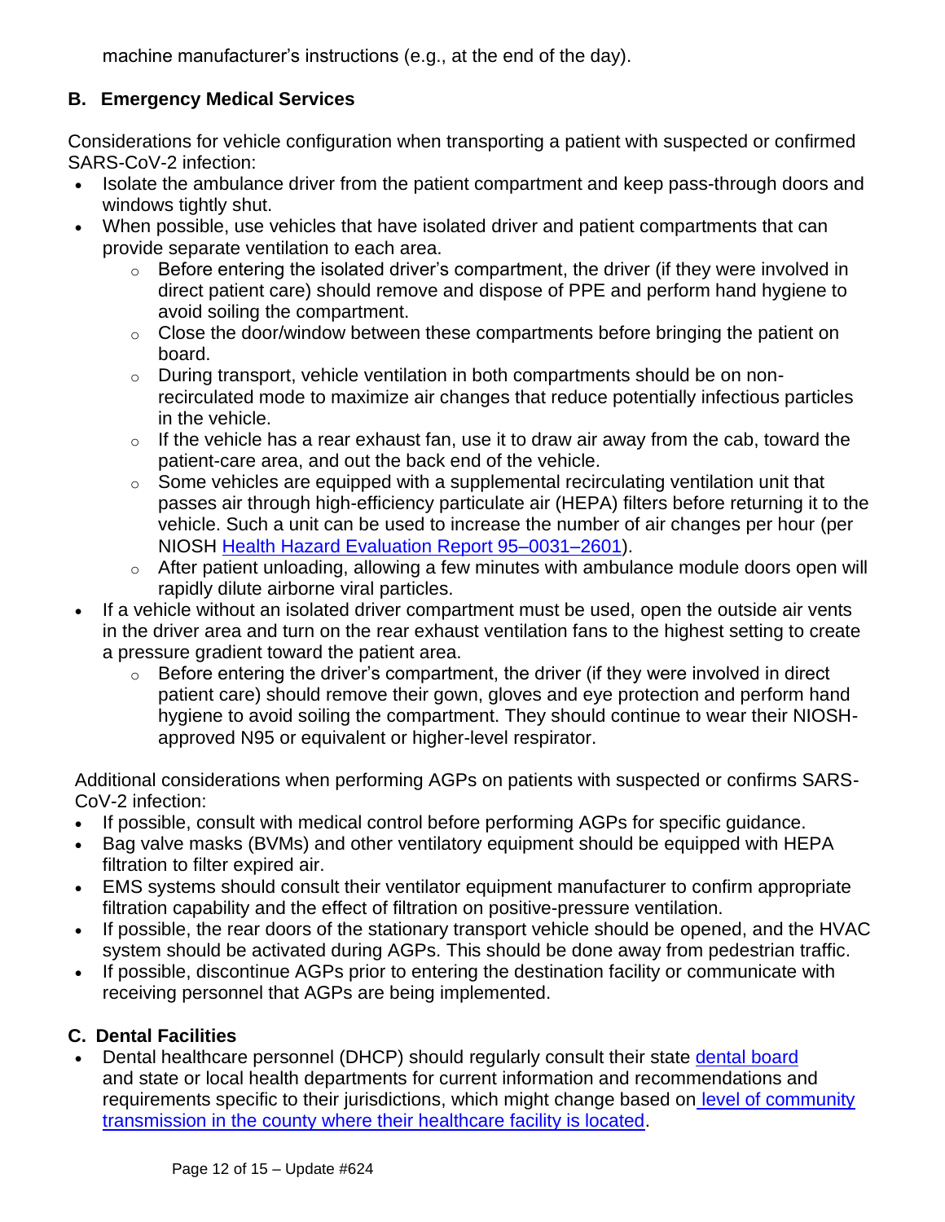machine manufacturer's instructions (e.g., at the end of the day).

### B. Emergency Medical Services

Considerations for vehicle configuration when transporting a patient with suspected or confirmed SARS-CoV-2 infection:

- Isolate the ambulance driver from the patient compartment and keep pass-through doors and windows tightly shut.
- When possible, use vehicles that have isolated driver and patient compartments that can provide separate ventilation to each area.
  - Before entering the isolated driver's compartment, the driver (if they were involved in direct patient care) should remove and dispose of PPE and perform hand hygiene to avoid soiling the compartment.
  - Close the door/window between these compartments before bringing the patient on board.
  - During transport, vehicle ventilation in both compartments should be on non-recirculated mode to maximize air changes that reduce potentially infectious particles in the vehicle.
  - If the vehicle has a rear exhaust fan, use it to draw air away from the cab, toward the patient-care area, and out the back end of the vehicle.
  - Some vehicles are equipped with a supplemental recirculating ventilation unit that passes air through high-efficiency particulate air (HEPA) filters before returning it to the vehicle. Such a unit can be used to increase the number of air changes per hour (per NIOSH [Health Hazard Evaluation Report 95–0031–2601]).
  - After patient unloading, allowing a few minutes with ambulance module doors open will rapidly dilute airborne viral particles.
- If a vehicle without an isolated driver compartment must be used, open the outside air vents in the driver area and turn on the rear exhaust ventilation fans to the highest setting to create a pressure gradient toward the patient area.
  - Before entering the driver's compartment, the driver (if they were involved in direct patient care) should remove their gown, gloves and eye protection and perform hand hygiene to avoid soiling the compartment. They should continue to wear their NIOSH-approved N95 or equivalent or higher-level respirator.

Additional considerations when performing AGPs on patients with suspected or confirms SARS-CoV-2 infection:

- If possible, consult with medical control before performing AGPs for specific guidance.
- Bag valve masks (BVMs) and other ventilatory equipment should be equipped with HEPA filtration to filter expired air.
- EMS systems should consult their ventilator equipment manufacturer to confirm appropriate filtration capability and the effect of filtration on positive-pressure ventilation.
- If possible, the rear doors of the stationary transport vehicle should be opened, and the HVAC system should be activated during AGPs. This should be done away from pedestrian traffic.
- If possible, discontinue AGPs prior to entering the destination facility or communicate with receiving personnel that AGPs are being implemented.

### C. Dental Facilities

- Dental healthcare personnel (DHCP) should regularly consult their state [dental board] and state or local health departments for current information and recommendations and requirements specific to their jurisdictions, which might change based on [level of community transmission in the county where their healthcare facility is located].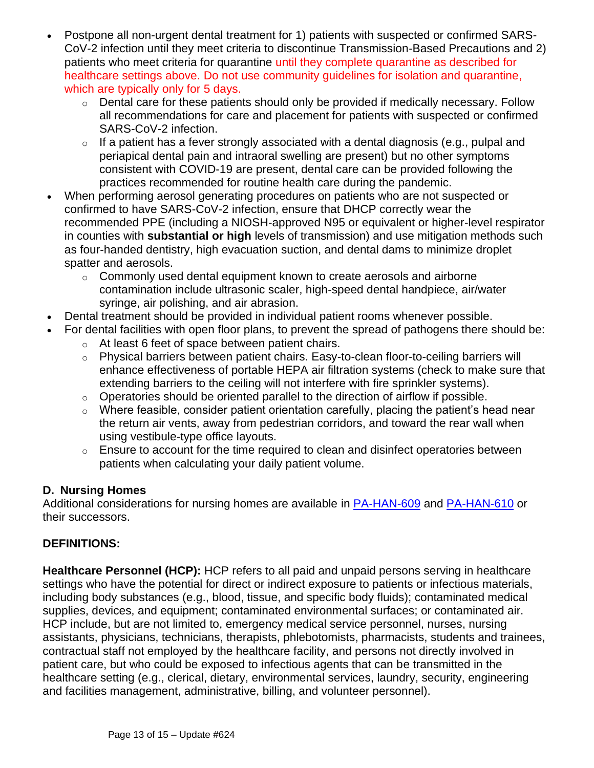- Postpone all non-urgent dental treatment for 1) patients with suspected or confirmed SARS-CoV-2 infection until they meet criteria to discontinue Transmission-Based Precautions and 2) patients who meet criteria for quarantine until they complete quarantine as described for healthcare settings above. Do not use community guidelines for isolation and quarantine, which are typically only for 5 days.
  - Dental care for these patients should only be provided if medically necessary. Follow all recommendations for care and placement for patients with suspected or confirmed SARS-CoV-2 infection.
  - If a patient has a fever strongly associated with a dental diagnosis (e.g., pulpal and periapical dental pain and intraoral swelling are present) but no other symptoms consistent with COVID-19 are present, dental care can be provided following the practices recommended for routine health care during the pandemic.
- When performing aerosol generating procedures on patients who are not suspected or confirmed to have SARS-CoV-2 infection, ensure that DHCP correctly wear the recommended PPE (including a NIOSH-approved N95 or equivalent or higher-level respirator in counties with **substantial or high** levels of transmission) and use mitigation methods such as four-handed dentistry, high evacuation suction, and dental dams to minimize droplet spatter and aerosols.
  - Commonly used dental equipment known to create aerosols and airborne contamination include ultrasonic scaler, high-speed dental handpiece, air/water syringe, air polishing, and air abrasion.
- Dental treatment should be provided in individual patient rooms whenever possible.
- For dental facilities with open floor plans, to prevent the spread of pathogens there should be:
  - At least 6 feet of space between patient chairs.
  - Physical barriers between patient chairs. Easy-to-clean floor-to-ceiling barriers will enhance effectiveness of portable HEPA air filtration systems (check to make sure that extending barriers to the ceiling will not interfere with fire sprinkler systems).
  - Operatories should be oriented parallel to the direction of airflow if possible.
  - Where feasible, consider patient orientation carefully, placing the patient's head near the return air vents, away from pedestrian corridors, and toward the rear wall when using vestibule-type office layouts.
  - Ensure to account for the time required to clean and disinfect operatories between patients when calculating your daily patient volume.

### D. Nursing Homes

Additional considerations for nursing homes are available in PA-HAN-609 and PA-HAN-610 or their successors.

## DEFINITIONS:

**Healthcare Personnel (HCP):** HCP refers to all paid and unpaid persons serving in healthcare settings who have the potential for direct or indirect exposure to patients or infectious materials, including body substances (e.g., blood, tissue, and specific body fluids); contaminated medical supplies, devices, and equipment; contaminated environmental surfaces; or contaminated air. HCP include, but are not limited to, emergency medical service personnel, nurses, nursing assistants, physicians, technicians, therapists, phlebotomists, pharmacists, students and trainees, contractual staff not employed by the healthcare facility, and persons not directly involved in patient care, but who could be exposed to infectious agents that can be transmitted in the healthcare setting (e.g., clerical, dietary, environmental services, laundry, security, engineering and facilities management, administrative, billing, and volunteer personnel).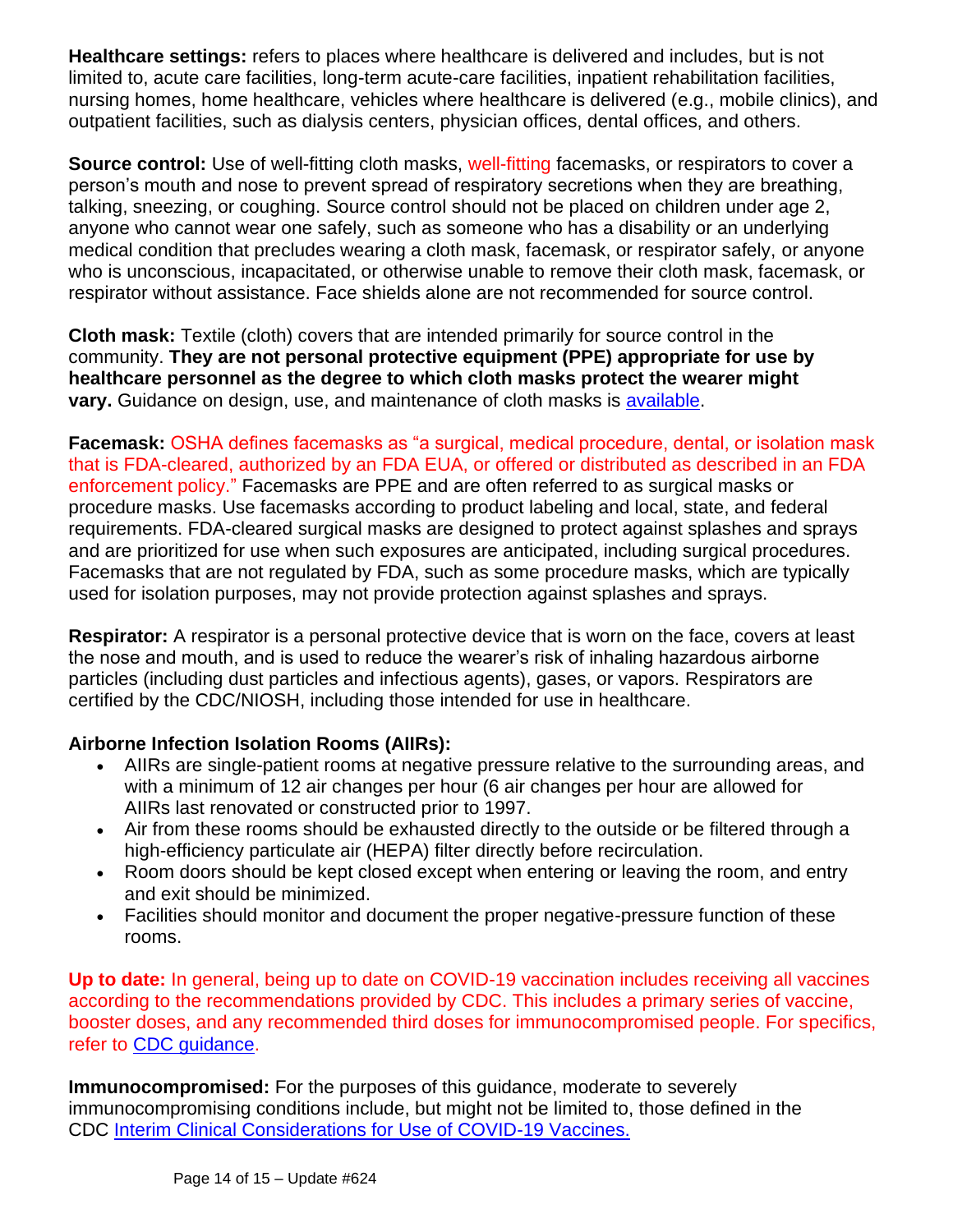**Healthcare settings:** refers to places where healthcare is delivered and includes, but is not limited to, acute care facilities, long-term acute-care facilities, inpatient rehabilitation facilities, nursing homes, home healthcare, vehicles where healthcare is delivered (e.g., mobile clinics), and outpatient facilities, such as dialysis centers, physician offices, dental offices, and others.

**Source control:** Use of well-fitting cloth masks, well-fitting facemasks, or respirators to cover a person's mouth and nose to prevent spread of respiratory secretions when they are breathing, talking, sneezing, or coughing. Source control should not be placed on children under age 2, anyone who cannot wear one safely, such as someone who has a disability or an underlying medical condition that precludes wearing a cloth mask, facemask, or respirator safely, or anyone who is unconscious, incapacitated, or otherwise unable to remove their cloth mask, facemask, or respirator without assistance. Face shields alone are not recommended for source control.

**Cloth mask:** Textile (cloth) covers that are intended primarily for source control in the community. **They are not personal protective equipment (PPE) appropriate for use by healthcare personnel as the degree to which cloth masks protect the wearer might vary.** Guidance on design, use, and maintenance of cloth masks is available.

**Facemask:** OSHA defines facemasks as "a surgical, medical procedure, dental, or isolation mask that is FDA-cleared, authorized by an FDA EUA, or offered or distributed as described in an FDA enforcement policy." Facemasks are PPE and are often referred to as surgical masks or procedure masks. Use facemasks according to product labeling and local, state, and federal requirements. FDA-cleared surgical masks are designed to protect against splashes and sprays and are prioritized for use when such exposures are anticipated, including surgical procedures. Facemasks that are not regulated by FDA, such as some procedure masks, which are typically used for isolation purposes, may not provide protection against splashes and sprays.

**Respirator:** A respirator is a personal protective device that is worn on the face, covers at least the nose and mouth, and is used to reduce the wearer's risk of inhaling hazardous airborne particles (including dust particles and infectious agents), gases, or vapors. Respirators are certified by the CDC/NIOSH, including those intended for use in healthcare.

**Airborne Infection Isolation Rooms (AIIRs):**

- AIIRs are single-patient rooms at negative pressure relative to the surrounding areas, and with a minimum of 12 air changes per hour (6 air changes per hour are allowed for AIIRs last renovated or constructed prior to 1997.
- Air from these rooms should be exhausted directly to the outside or be filtered through a high-efficiency particulate air (HEPA) filter directly before recirculation.
- Room doors should be kept closed except when entering or leaving the room, and entry and exit should be minimized.
- Facilities should monitor and document the proper negative-pressure function of these rooms.

**Up to date:** In general, being up to date on COVID-19 vaccination includes receiving all vaccines according to the recommendations provided by CDC. This includes a primary series of vaccine, booster doses, and any recommended third doses for immunocompromised people. For specifics, refer to CDC guidance.

**Immunocompromised:** For the purposes of this guidance, moderate to severely immunocompromising conditions include, but might not be limited to, those defined in the CDC Interim Clinical Considerations for Use of COVID-19 Vaccines.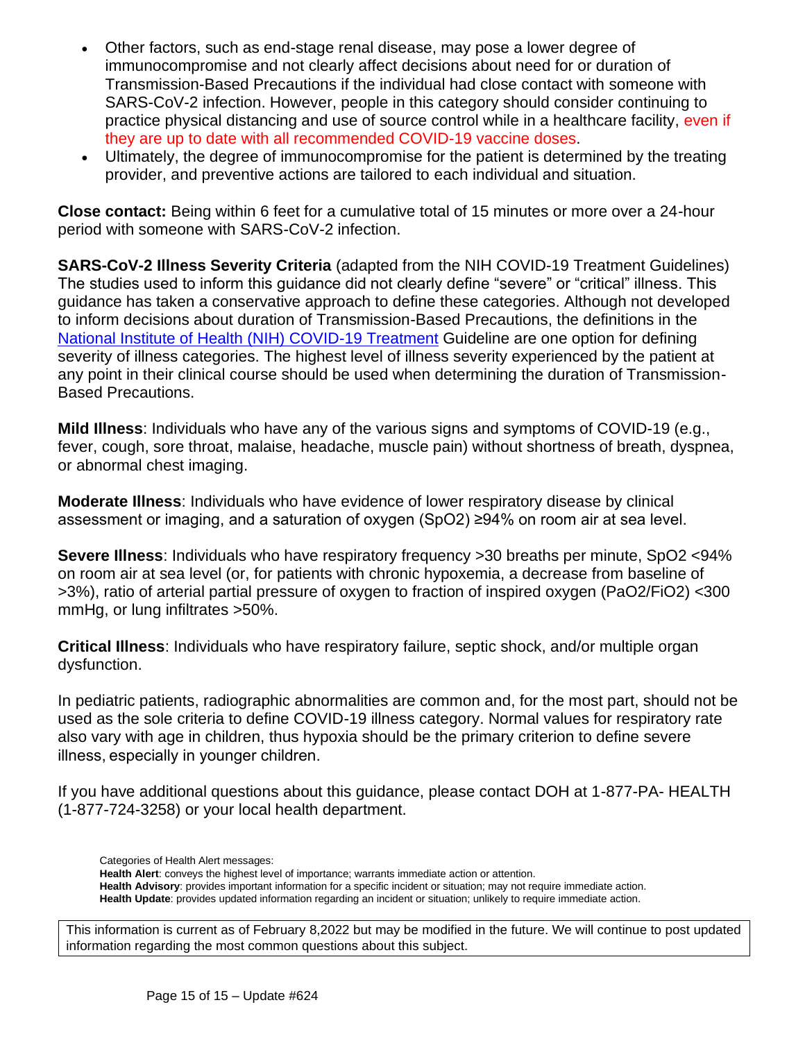- Other factors, such as end-stage renal disease, may pose a lower degree of immunocompromise and not clearly affect decisions about need for or duration of Transmission-Based Precautions if the individual had close contact with someone with SARS-CoV-2 infection. However, people in this category should consider continuing to practice physical distancing and use of source control while in a healthcare facility, even if they are up to date with all recommended COVID-19 vaccine doses.
- Ultimately, the degree of immunocompromise for the patient is determined by the treating provider, and preventive actions are tailored to each individual and situation.

**Close contact:** Being within 6 feet for a cumulative total of 15 minutes or more over a 24-hour period with someone with SARS-CoV-2 infection.

**SARS-CoV-2 Illness Severity Criteria** (adapted from the NIH COVID-19 Treatment Guidelines) The studies used to inform this guidance did not clearly define "severe" or "critical" illness. This guidance has taken a conservative approach to define these categories. Although not developed to inform decisions about duration of Transmission-Based Precautions, the definitions in the National Institute of Health (NIH) COVID-19 Treatment Guideline are one option for defining severity of illness categories. The highest level of illness severity experienced by the patient at any point in their clinical course should be used when determining the duration of Transmission-Based Precautions.

**Mild Illness**: Individuals who have any of the various signs and symptoms of COVID-19 (e.g., fever, cough, sore throat, malaise, headache, muscle pain) without shortness of breath, dyspnea, or abnormal chest imaging.

**Moderate Illness**: Individuals who have evidence of lower respiratory disease by clinical assessment or imaging, and a saturation of oxygen ($SpO_2$) ≥94% on room air at sea level.

**Severe Illness**: Individuals who have respiratory frequency >30 breaths per minute, $SpO_2$ <94% on room air at sea level (or, for patients with chronic hypoxemia, a decrease from baseline of >3%), ratio of arterial partial pressure of oxygen to fraction of inspired oxygen ($PaO_2/FiO_2$) <300 mmHg, or lung infiltrates >50%.

**Critical Illness**: Individuals who have respiratory failure, septic shock, and/or multiple organ dysfunction.

In pediatric patients, radiographic abnormalities are common and, for the most part, should not be used as the sole criteria to define COVID-19 illness category. Normal values for respiratory rate also vary with age in children, thus hypoxia should be the primary criterion to define severe illness, especially in younger children.

If you have additional questions about this guidance, please contact DOH at 1-877-PA- HEALTH (1-877-724-3258) or your local health department.

Categories of Health Alert messages:
**Health Alert**: conveys the highest level of importance; warrants immediate action or attention.
**Health Advisory**: provides important information for a specific incident or situation; may not require immediate action.
**Health Update**: provides updated information regarding an incident or situation; unlikely to require immediate action.

This information is current as of February 8,2022 but may be modified in the future. We will continue to post updated information regarding the most common questions about this subject.